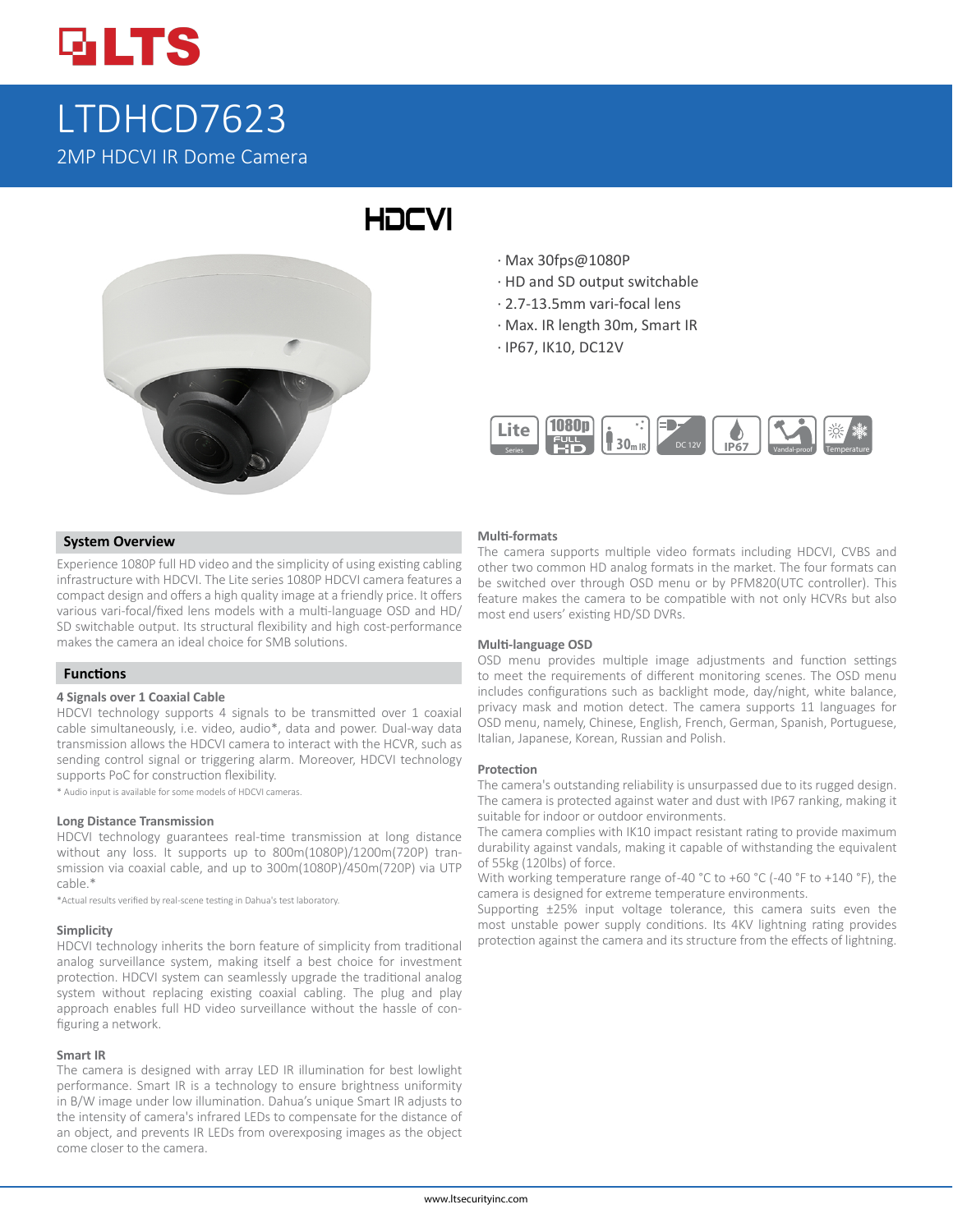# LTDHCD7623

2MP HDCVI IR Dome Camera

- Max 30fps@1080P
- HD and SD output switchable
- 2.7-13.5mm vari-focal lens
- Max. IR length 30m, Smart IR
- IP67, IK10, DC12V

## System Overview

Experience 1080P full HD video and the simplicity of using existing cabling infrastructure with HDCVI. The Lite series 1080P HDCVI camera features a compact design and offers a high quality image at a friendly price. It offers various vari-focal/fixed lens models with a multi-language OSD and HD/SD switchable output. Its structural flexibility and high cost-performance makes the camera an ideal choice for SMB solutions.

## Functions

### 4 Signals over 1 Coaxial Cable

HDCVI technology supports 4 signals to be transmitted over 1 coaxial cable simultaneously, i.e. video, audio*, data and power. Dual-way data transmission allows the HDCVI camera to interact with the HCVR, such as sending control signal or triggering alarm. Moreover, HDCVI technology supports PoC for construction flexibility.

* Audio input is available for some models of HDCVI cameras.

### Long Distance Transmission

HDCVI technology guarantees real-time transmission at long distance without any loss. It supports up to 800m(1080P)/1200m(720P) transmission via coaxial cable, and up to 300m(1080P)/450m(720P) via UTP cable.*

*Actual results verified by real-scene testing in Dahua's test laboratory.

### Simplicity

HDCVI technology inherits the born feature of simplicity from traditional analog surveillance system, making itself a best choice for investment protection. HDCVI system can seamlessly upgrade the traditional analog system without replacing existing coaxial cabling. The plug and play approach enables full HD video surveillance without the hassle of configuring a network.

### Smart IR

The camera is designed with array LED IR illumination for best lowlight performance. Smart IR is a technology to ensure brightness uniformity in B/W image under low illumination. Dahua's unique Smart IR adjusts to the intensity of camera's infrared LEDs to compensate for the distance of an object, and prevents IR LEDs from overexposing images as the object come closer to the camera.

### Multi-formats

The camera supports multiple video formats including HDCVI, CVBS and other two common HD analog formats in the market. The four formats can be switched over through OSD menu or by PFM820(UTC controller). This feature makes the camera to be compatible with not only HCVRs but also most end users' existing HD/SD DVRs.

### Multi-language OSD

OSD menu provides multiple image adjustments and function settings to meet the requirements of different monitoring scenes. The OSD menu includes configurations such as backlight mode, day/night, white balance, privacy mask and motion detect. The camera supports 11 languages for OSD menu, namely, Chinese, English, French, German, Spanish, Portuguese, Italian, Japanese, Korean, Russian and Polish.

### Protection

The camera's outstanding reliability is unsurpassed due to its rugged design. The camera is protected against water and dust with IP67 ranking, making it suitable for indoor or outdoor environments.

The camera complies with IK10 impact resistant rating to provide maximum durability against vandals, making it capable of withstanding the equivalent of 55kg (120lbs) of force.

With working temperature range of-40 °C to +60 °C (-40 °F to +140 °F), the camera is designed for extreme temperature environments.

Supporting ±25% input voltage tolerance, this camera suits even the most unstable power supply conditions. Its 4KV lightning rating provides protection against the camera and its structure from the effects of lightning.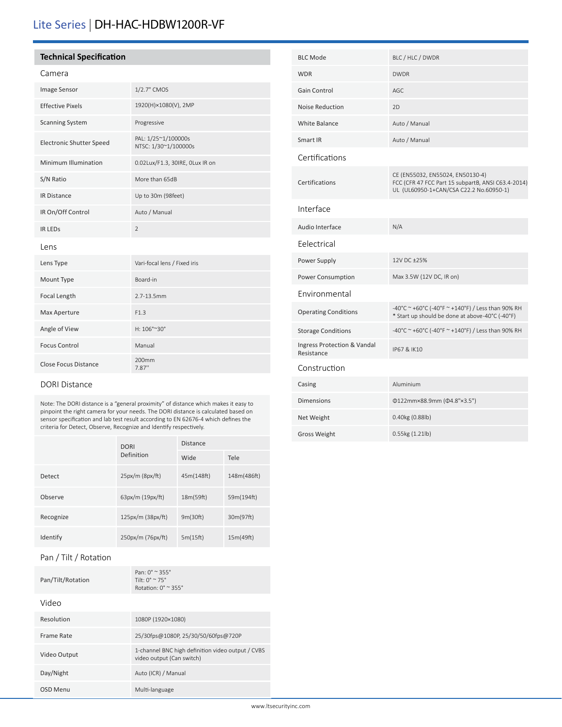# Lite Series | DH-HAC-HDBW1200R-VF

## Technical Specification

### Camera

| | |
|---|---|
| Image Sensor | 1/2.7" CMOS |
| Effective Pixels | 1920(H)×1080(V), 2MP |
| Scanning System | Progressive |
| Electronic Shutter Speed | PAL: 1/25~1/100000s<br>NTSC: 1/30~1/100000s |
| Minimum Illumination | 0.02Lux/F1.3, 30IRE, 0Lux IR on |
| S/N Ratio | More than 65dB |
| IR Distance | Up to 30m (98feet) |
| IR On/Off Control | Auto / Manual |
| IR LEDs | 2 |

### Lens

| | |
|---|---|
| Lens Type | Vari-focal lens / Fixed iris |
| Mount Type | Board-in |
| Focal Length | 2.7-13.5mm |
| Max Aperture | F1.3 |
| Angle of View | H: 106°~30° |
| Focus Control | Manual |
| Close Focus Distance | 200mm<br>7.87'' |

### DORI Distance

Note: The DORI distance is a "general proximity" of distance which makes it easy to pinpoint the right camera for your needs. The DORI distance is calculated based on sensor specification and lab test result according to EN 62676-4 which defines the criteria for Detect, Observe, Recognize and Identify respectively.

| | DORI Definition | Distance | |
|---|---|---|---|
| | | Wide | Tele |
| Detect | 25px/m (8px/ft) | 45m(148ft) | 148m(486ft) |
| Observe | 63px/m (19px/ft) | 18m(59ft) | 59m(194ft) |
| Recognize | 125px/m (38px/ft) | 9m(30ft) | 30m(97ft) |
| Identify | 250px/m (76px/ft) | 5m(15ft) | 15m(49ft) |

### Pan / Tilt / Rotation

| | |
|---|---|
| Pan/Tilt/Rotation | Pan: 0° ~ 355°<br>Tilt: 0° ~ 75°<br>Rotation: 0° ~ 355° |

### Video

| | |
|---|---|
| Resolution | 1080P (1920×1080) |
| Frame Rate | 25/30fps@1080P, 25/30/50/60fps@720P |
| Video Output | 1-channel BNC high definition video output / CVBS video output (Can switch) |
| Day/Night | Auto (ICR) / Manual |
| OSD Menu | Multi-language |
| BLC Mode | BLC / HLC / DWDR |
| WDR | DWDR |
| Gain Control | AGC |
| Noise Reduction | 2D |
| White Balance | Auto / Manual |
| Smart IR | Auto / Manual |

### Certifications

| | |
|---|---|
| Certifications | CE (EN55032, EN55024, EN50130-4)<br>FCC (CFR 47 FCC Part 15 subpartB, ANSI C63.4-2014)<br>UL (UL60950-1+CAN/CSA C22.2 No.60950-1) |

### Interface

| | |
|---|---|
| Audio Interface | N/A |

### Eelectrical

| | |
|---|---|
| Power Supply | 12V DC ±25% |
| Power Consumption | Max 3.5W (12V DC, IR on) |

### Environmental

| | |
|---|---|
| Operating Conditions | -40°C ~ +60°C (-40°F ~ +140°F) / Less than 90% RH<br>* Start up should be done at above-40°C (-40°F) |
| Storage Conditions | -40°C ~ +60°C (-40°F ~ +140°F) / Less than 90% RH |
| Ingress Protection & Vandal Resistance | IP67 & IK10 |

### Construction

| | |
|---|---|
| Casing | Aluminium |
| Dimensions | Φ122mm×88.9mm (Φ4.8"×3.5") |
| Net Weight | 0.40kg (0.88lb) |
| Gross Weight | 0.55kg (1.21lb) |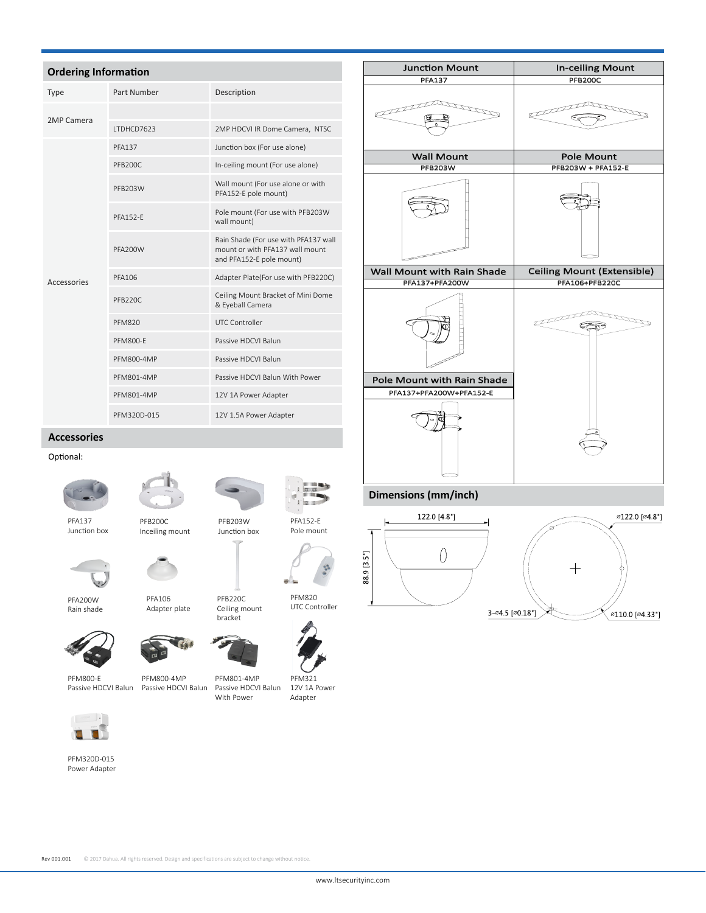## Ordering Information

| Type | Part Number | Description |
|---|---|---|
| 2MP Camera | | |
| | LTDHCD7623 | 2MP HDCVI IR Dome Camera, NTSC |
| Accessories | PFA137 | Junction box (For use alone) |
| | PFB200C | In-ceiling mount (For use alone) |
| | PFB203W | Wall mount (For use alone or with PFA152-E pole mount) |
| | PFA152-E | Pole mount (For use with PFB203W wall mount) |
| | PFA200W | Rain Shade (For use with PFA137 wall mount or with PFA137 wall mount and PFA152-E pole mount) |
| | PFA106 | Adapter Plate(For use with PFB220C) |
| | PFB220C | Ceiling Mount Bracket of Mini Dome & Eyeball Camera |
| | PFM820 | UTC Controller |
| | PFM800-E | Passive HDCVI Balun |
| | PFM800-4MP | Passive HDCVI Balun |
| | PFM801-4MP | Passive HDCVI Balun With Power |
| | PFM801-4MP | 12V 1A Power Adapter |
| | PFM320D-015 | 12V 1.5A Power Adapter |

## Accessories

Optional:

PFA137
Junction box

PFB200C
Inceiling mount

PFB203W
Junction box

PFA152-E
Pole mount

PFA200W
Rain shade

PFA106
Adapter plate

PFB220C
Ceiling mount bracket

PFM820
UTC Controller

PFM800-E
Passive HDCVI Balun

PFM800-4MP
Passive HDCVI Balun

PFM801-4MP
Passive HDCVI Balun With Power

PFM321
12V 1A Power Adapter

PFM320D-015
Power Adapter

| Junction Mount | In-ceiling Mount |
|---|---|
| PFA137 | PFB200C |

| Wall Mount | Pole Mount |
|---|---|
| PFB203W | PFB203W + PFA152-E |

| Wall Mount with Rain Shade | Ceiling Mount (Extensible) |
|---|---|
| PFA137+PFA200W | PFA106+PFB220C |

| Pole Mount with Rain Shade |
|---|
| PFA137+PFA200W+PFA152-E |

## Dimensions (mm/inch)

122.0 [4.8"]

88.9 [3.5"]

⌀122.0 [⌀4.8"]

3-⌀4.5 [⌀0.18"]

⌀110.0 [⌀4.33"]

Rev 001.001 © 2017 Dahua. All rights reserved. Design and specifications are subject to change without notice.

www.ltsecurityinc.com